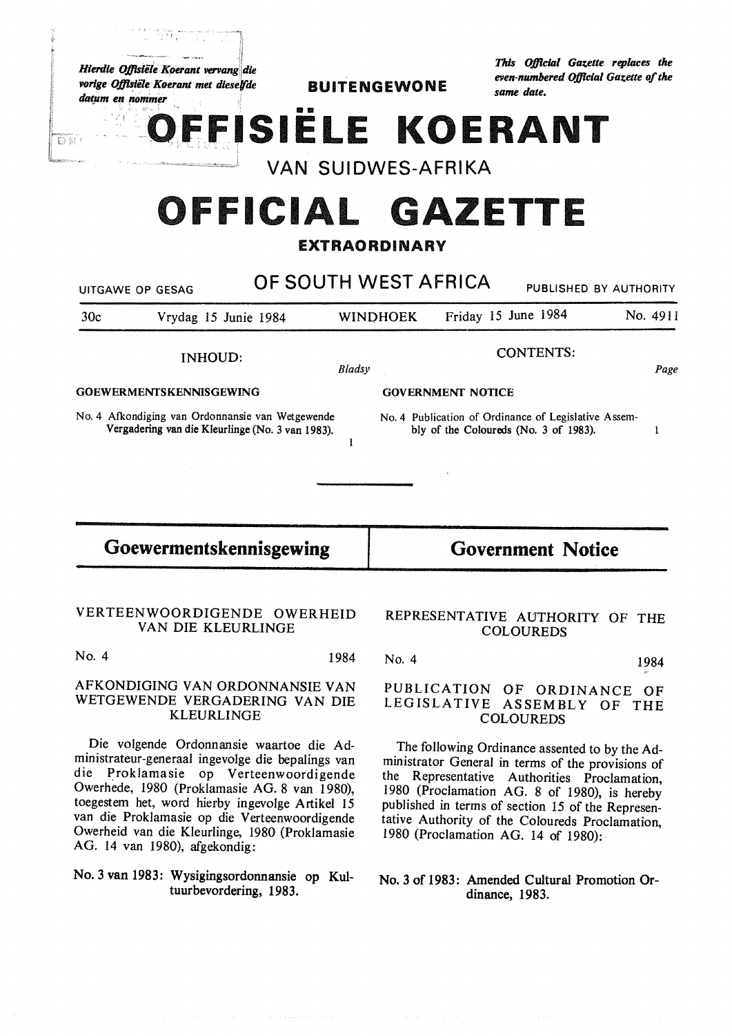*Hierdie Offisiële Koerant vervang die vorige Offisiële Koerant met dieselfde datum en nommer*

*This Official Gazette replaces the even-numbered Official Gazette of the same date.*

**BUITENGEWONE**

# OFFISIËLE KOERANT

## VAN SUIDWES-AFRIKA

# OFFICIAL GAZETTE

**EXTRAORDINARY**

## OF SOUTH WEST AFRICA

UITGAWE OP GESAG — PUBLISHED BY AUTHORITY

30c — Vrydag 15 Junie 1984 — WINDHOEK — Friday 15 June 1984 — No. 4911

**INHOUD:** *Bladsy*

**GOEWERMENTSKENNISGEWING**

No. 4 Afkondiging van Ordonnansie van Wetgewende Vergadering van die Kleurlinge (No. 3 van 1983). 1

**CONTENTS:** *Page*

**GOVERNMENT NOTICE**

No. 4 Publication of Ordinance of Legislative Assembly of the Coloureds (No. 3 of 1983). 1

## Goewermentskennisgewing

VERTEENWOORDIGENDE OWERHEID VAN DIE KLEURLINGE

No. 4 1984

AFKONDIGING VAN ORDONNANSIE VAN WETGEWENDE VERGADERING VAN DIE KLEURLINGE

Die volgende Ordonnansie waartoe die Administrateur-generaal ingevolge die bepalings van die Proklamasie op Verteenwoordigende Owerhede, 1980 (Proklamasie AG. 8 van 1980), toegestem het, word hierby ingevolge Artikel 15 van die Proklamasie op die Verteenwoordigende Owerheid van die Kleurlinge, 1980 (Proklamasie AG. 14 van 1980), afgekondig:

No. 3 van 1983: Wysigingsordonnansie op Kultuurbevordering, 1983.

## Government Notice

REPRESENTATIVE AUTHORITY OF THE COLOUREDS

No. 4 1984

PUBLICATION OF ORDINANCE OF LEGISLATIVE ASSEMBLY OF THE COLOUREDS

The following Ordinance assented to by the Administrator General in terms of the provisions of the Representative Authorities Proclamation, 1980 (Proclamation AG. 8 of 1980), is hereby published in terms of section 15 of the Representative Authority of the Coloureds Proclamation, 1980 (Proclamation AG. 14 of 1980):

No. 3 of 1983: Amended Cultural Promotion Ordinance, 1983.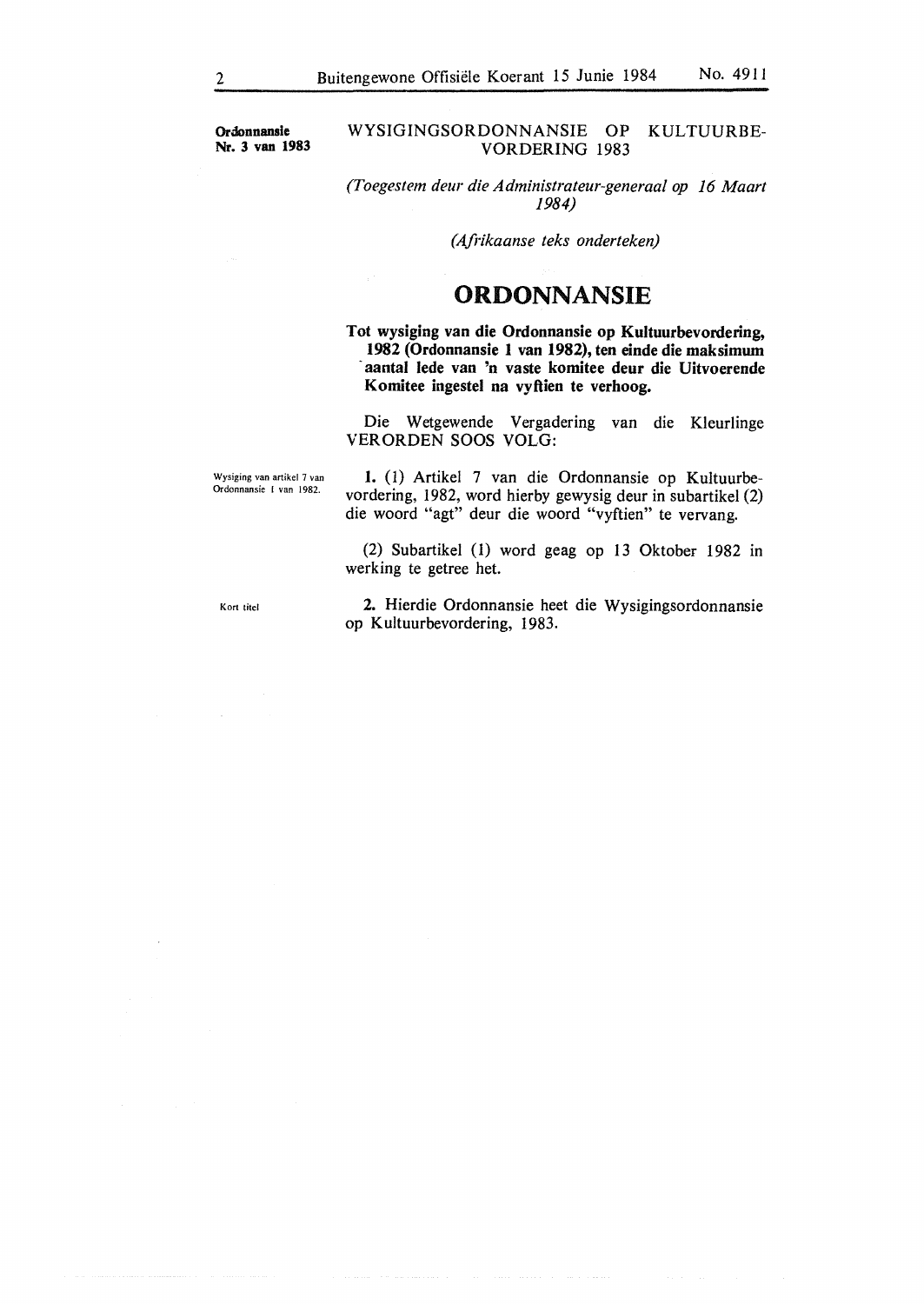**Ordonnansie Nr. 3 van 1983**

WYSIGINGSORDONNANSIE OP KULTUURBEVORDERING 1983

*(Toegestem deur die Administrateur-generaal op 16 Maart 1984)*

*(Afrikaanse teks onderteken)*

# ORDONNANSIE

**Tot wysiging van die Ordonnansie op Kultuurbevordering, 1982 (Ordonnansie 1 van 1982), ten einde die maksimum aantal lede van 'n vaste komitee deur die Uitvoerende Komitee ingestel na vyftien te verhoog.**

Die Wetgewende Vergadering van die Kleurlinge VERORDEN SOOS VOLG:

Wysiging van artikel 7 van Ordonnansie 1 van 1982.

**1.** (1) Artikel 7 van die Ordonnansie op Kultuurbevordering, 1982, word hierby gewysig deur in subartikel (2) die woord "agt" deur die woord "vyftien" te vervang.

(2) Subartikel (1) word geag op 13 Oktober 1982 in werking te getree het.

Kort titel

**2.** Hierdie Ordonnansie heet die Wysigingsordonnansie op Kultuurbevordering, 1983.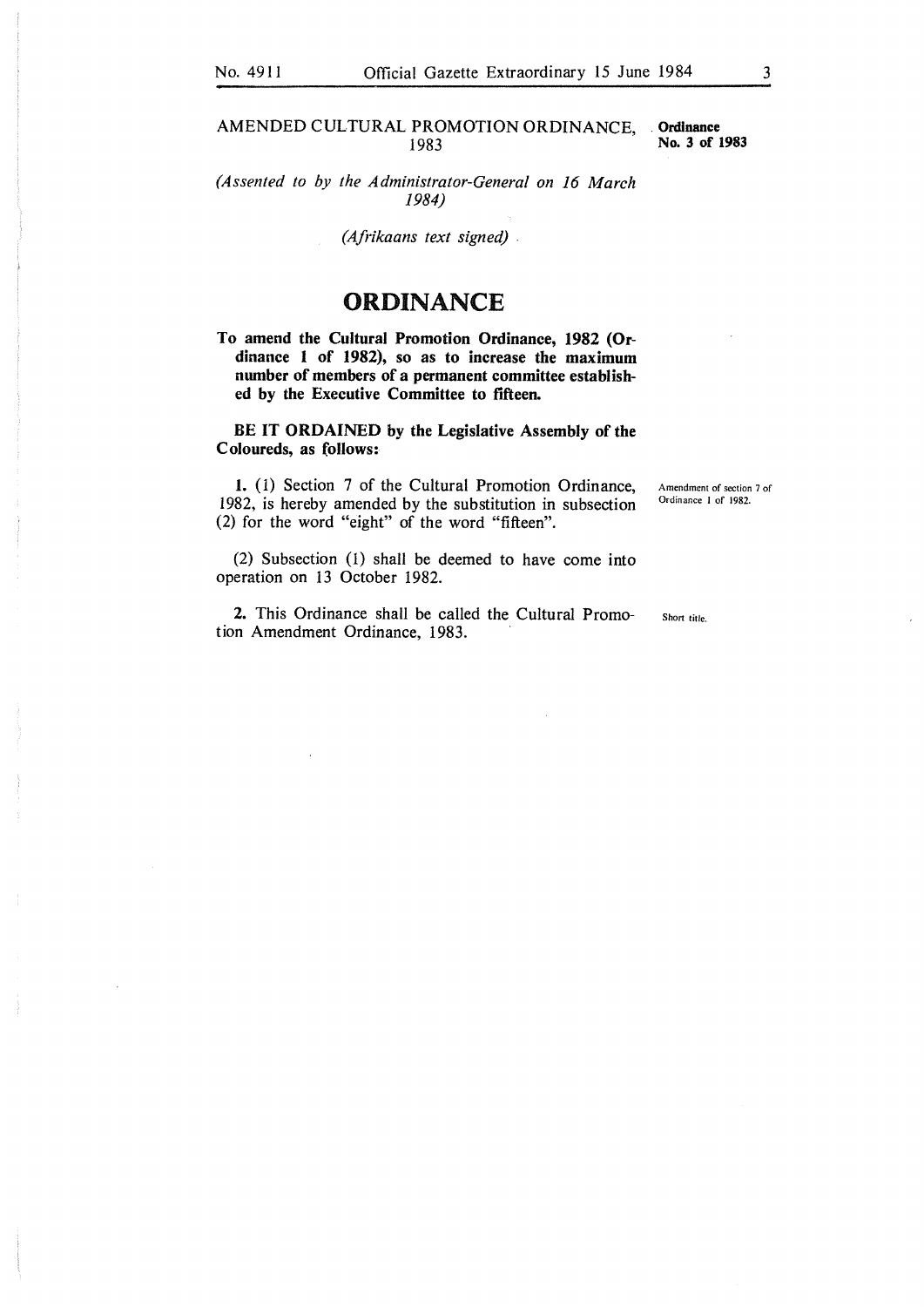AMENDED CULTURAL PROMOTION ORDINANCE, 1983

**Ordinance No. 3 of 1983**

*(Assented to by the Administrator-General on 16 March 1984)*

*(Afrikaans text signed)*

# ORDINANCE

**To amend the Cultural Promotion Ordinance, 1982 (Ordinance 1 of 1982), so as to increase the maximum number of members of a permanent committee established by the Executive Committee to fifteen.**

**BE IT ORDAINED by the Legislative Assembly of the Coloureds, as follows:**

Amendment of section 7 of Ordinance 1 of 1982.

**1.** (1) Section 7 of the Cultural Promotion Ordinance, 1982, is hereby amended by the substitution in subsection (2) for the word "eight" of the word "fifteen".

(2) Subsection (1) shall be deemed to have come into operation on 13 October 1982.

Short title.

**2.** This Ordinance shall be called the Cultural Promotion Amendment Ordinance, 1983.